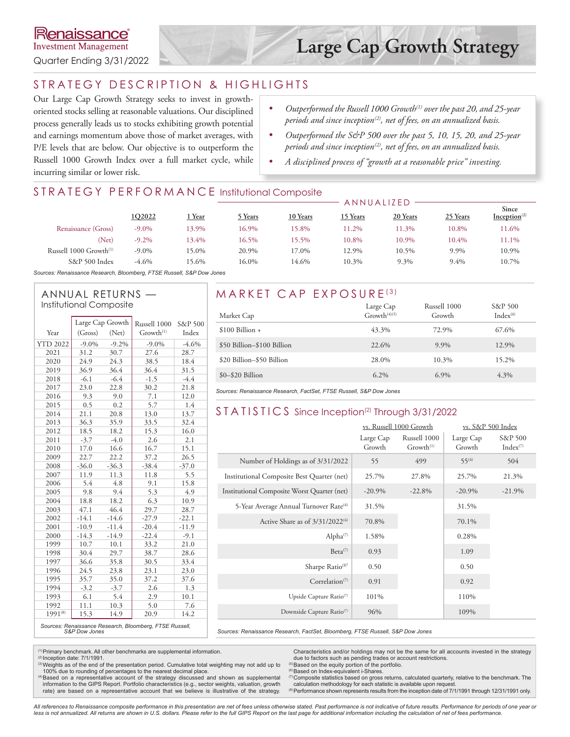# Renaissance Investment Management

Quarter Ending 3/31/2022

# Large Cap Growth Strategy

## STRATEGY DESCRIPTION & HIGHLIGHTS

Our Large Cap Growth Strategy seeks to invest in growth-oriented stocks selling at reasonable valuations. Our disciplined process generally leads us to stocks exhibiting growth potential and earnings momentum above those of market averages, with P/E levels that are below. Our objective is to outperform the Russell 1000 Growth Index over a full market cycle, while incurring similar or lower risk.

- *Outperformed the Russell 1000 Growth[1] over the past 20, and 25-year periods and since inception[2], net of fees, on an annualized basis.*
- *Outperformed the S&P 500 over the past 5, 10, 15, 20, and 25-year periods and since inception[2], net of fees, on an annualized basis.*
- *A disciplined process of "growth at a reasonable price" investing.*

## STRATEGY PERFORMANCE Institutional Composite

| | 1Q2022 | 1 Year | 5 Years | 10 Years | 15 Years | 20 Years | 25 Years | Since Inception[2] |
|---|---|---|---|---|---|---|---|---|
| | | | ANNUALIZED | | | | | |
| Renaissance (Gross) | -9.0% | 13.9% | 16.9% | 15.8% | 11.2% | 11.3% | 10.8% | 11.6% |
| (Net) | -9.2% | 13.4% | 16.5% | 15.5% | 10.8% | 10.9% | 10.4% | 11.1% |
| Russell 1000 Growth[1] | -9.0% | 15.0% | 20.9% | 17.0% | 12.9% | 10.5% | 9.9% | 10.9% |
| S&P 500 Index | -4.6% | 15.6% | 16.0% | 14.6% | 10.3% | 9.3% | 9.4% | 10.7% |

*Sources: Renaissance Research, Bloomberg, FTSE Russell, S&P Dow Jones*

## ANNUAL RETURNS — Institutional Composite

| Year | Large Cap Growth (Gross) | Large Cap Growth (Net) | Russell 1000 Growth[1] | S&P 500 Index |
|---|---|---|---|---|
| YTD 2022 | -9.0% | -9.2% | -9.0% | -4.6% |
| 2021 | 31.2 | 30.7 | 27.6 | 28.7 |
| 2020 | 24.9 | 24.3 | 38.5 | 18.4 |
| 2019 | 36.9 | 36.4 | 36.4 | 31.5 |
| 2018 | -6.1 | -6.4 | -1.5 | -4.4 |
| 2017 | 23.0 | 22.8 | 30.2 | 21.8 |
| 2016 | 9.3 | 9.0 | 7.1 | 12.0 |
| 2015 | 0.5 | 0.2 | 5.7 | 1.4 |
| 2014 | 21.1 | 20.8 | 13.0 | 13.7 |
| 2013 | 36.3 | 35.9 | 33.5 | 32.4 |
| 2012 | 18.5 | 18.2 | 15.3 | 16.0 |
| 2011 | -3.7 | -4.0 | 2.6 | 2.1 |
| 2010 | 17.0 | 16.6 | 16.7 | 15.1 |
| 2009 | 22.7 | 22.2 | 37.2 | 26.5 |
| 2008 | -36.0 | -36.3 | -38.4 | -37.0 |
| 2007 | 11.9 | 11.3 | 11.8 | 5.5 |
| 2006 | 5.4 | 4.8 | 9.1 | 15.8 |
| 2005 | 9.8 | 9.4 | 5.3 | 4.9 |
| 2004 | 18.8 | 18.2 | 6.3 | 10.9 |
| 2003 | 47.1 | 46.4 | 29.7 | 28.7 |
| 2002 | -14.1 | -14.6 | -27.9 | -22.1 |
| 2001 | -10.9 | -11.4 | -20.4 | -11.9 |
| 2000 | -14.3 | -14.9 | -22.4 | -9.1 |
| 1999 | 10.7 | 10.1 | 33.2 | 21.0 |
| 1998 | 30.4 | 29.7 | 38.7 | 28.6 |
| 1997 | 36.6 | 35.8 | 30.5 | 33.4 |
| 1996 | 24.5 | 23.8 | 23.1 | 23.0 |
| 1995 | 35.7 | 35.0 | 37.2 | 37.6 |
| 1994 | -3.2 | -3.7 | 2.6 | 1.3 |
| 1993 | 6.1 | 5.4 | 2.9 | 10.1 |
| 1992 | 11.1 | 10.3 | 5.0 | 7.6 |
| 1991[8] | 15.3 | 14.9 | 20.9 | 14.2 |

*Sources: Renaissance Research, Bloomberg, FTSE Russell, S&P Dow Jones*

## MARKET CAP EXPOSURE[3]

| Market Cap | Large Cap Growth[4][5] | Russell 1000 Growth | S&P 500 Index[6] |
|---|---|---|---|
| $100 Billion + | 43.3% | 72.9% | 67.6% |
| $50 Billion–$100 Billion | 22.6% | 9.9% | 12.9% |
| $20 Billion–$50 Billion | 28.0% | 10.3% | 15.2% |
| $0–$20 Billion | 6.2% | 6.9% | 4.3% |

*Sources: Renaissance Research, FactSet, FTSE Russell, S&P Dow Jones*

## STATISTICS Since Inception[2] Through 3/31/2022

| | vs. Russell 1000 Growth | | vs. S&P 500 Index | |
|---|---|---|---|---|
| | Large Cap Growth | Russell 1000 Growth[1] | Large Cap Growth | S&P 500 Index[7] |
| Number of Holdings as of 3/31/2022 | 55 | 499 | 55[4] | 504 |
| Institutional Composite Best Quarter (net) | 25.7% | 27.8% | 25.7% | 21.3% |
| Institutional Composite Worst Quarter (net) | -20.9% | -22.8% | -20.9% | -21.9% |
| 5-Year Average Annual Turnover Rate[4] | 31.5% | | 31.5% | |
| Active Share as of 3/31/2022[4] | 70.8% | | 70.1% | |
| Alpha[7] | 1.58% | | 0.28% | |
| Beta[7] | 0.93 | | 1.09 | |
| Sharpe Ratio[8] | 0.50 | | 0.50 | |
| Correlation[7] | 0.91 | | 0.92 | |
| Upside Capture Ratio[7] | 101% | | 110% | |
| Downside Capture Ratio[7] | 96% | | 109% | |

*Sources: Renaissance Research, FactSet, Bloomberg, FTSE Russell, S&P Dow Jones*

---

[1] Primary benchmark. All other benchmarks are supplemental information.
[2] Inception date: 7/1/1991.
[3] Weights as of the end of the presentation period. Cumulative total weighting may not add up to 100% due to rounding of percentages to the nearest decimal place.
[4] Based on a representative account of the strategy discussed and shown as supplemental information to the GIPS Report. Portfolio characteristics (e.g., sector weights, valuation, growth rate) are based on a representative account that we believe is illustrative of the strategy. Characteristics and/or holdings may not be the same for all accounts invested in the strategy due to factors such as pending trades or account restrictions.
[5] Based on the equity portion of the portfolio.
[6] Based on Index-equivalent i-Shares.
[7] Composite statistics based on gross returns, calculated quarterly, relative to the benchmark. The calculation methodology for each statistic is available upon request.
[8] Performance shown represents results from the inception date of 7/1/1991 through 12/31/1991 only.

*All references to Renaissance composite performance in this presentation are net of fees unless otherwise stated. Past performance is not indicative of future results. Performance for periods of one year or less is not annualized. All returns are shown in U.S. dollars. Please refer to the full GIPS Report on the last page for additional information including the calculation of net of fees performance.*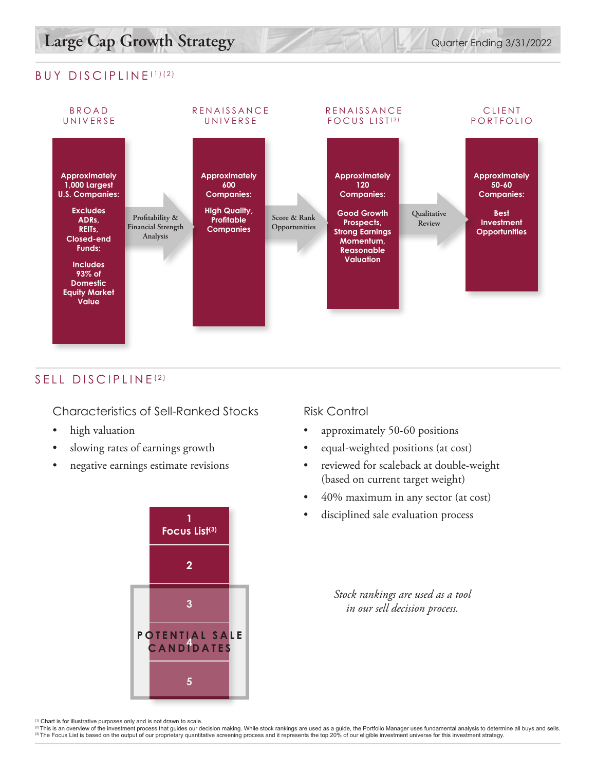# Large Cap Growth Strategy

Quarter Ending 3/31/2022

## BUY DISCIPLINE[1][2]

**BROAD UNIVERSE**

**Approximately 1,000 Largest U.S. Companies:**

**Excludes ADRs, REITs, Closed-end Funds;**

**Includes 93% of Domestic Equity Market Value**

→ Profitability & Financial Strength Analysis →

**RENAISSANCE UNIVERSE**

**Approximately 600 Companies:**

**High Quality, Profitable Companies**

→ Score & Rank Opportunities →

**RENAISSANCE FOCUS LIST[3]**

**Approximately 120 Companies:**

**Good Growth Prospects, Strong Earnings Momentum, Reasonable Valuation**

→ Qualitative Review →

**CLIENT PORTFOLIO**

**Approximately 50-60 Companies:**

**Best Investment Opportunities**

## SELL DISCIPLINE[2]

### Characteristics of Sell-Ranked Stocks

- high valuation
- slowing rates of earnings growth
- negative earnings estimate revisions

**1 Focus List[3]**

**2**

**3**

**4**

**5**

POTENTIAL SALE CANDIDATES (3–5)

### Risk Control

- approximately 50-60 positions
- equal-weighted positions (at cost)
- reviewed for scaleback at double-weight (based on current target weight)
- 40% maximum in any sector (at cost)
- disciplined sale evaluation process

*Stock rankings are used as a tool in our sell decision process.*

[1] Chart is for illustrative purposes only and is not drawn to scale.
[2] This is an overview of the investment process that guides our decision making. While stock rankings are used as a guide, the Portfolio Manager uses fundamental analysis to determine all buys and sells.
[3] The Focus List is based on the output of our proprietary quantitative screening process and it represents the top 20% of our eligible investment universe for this investment strategy.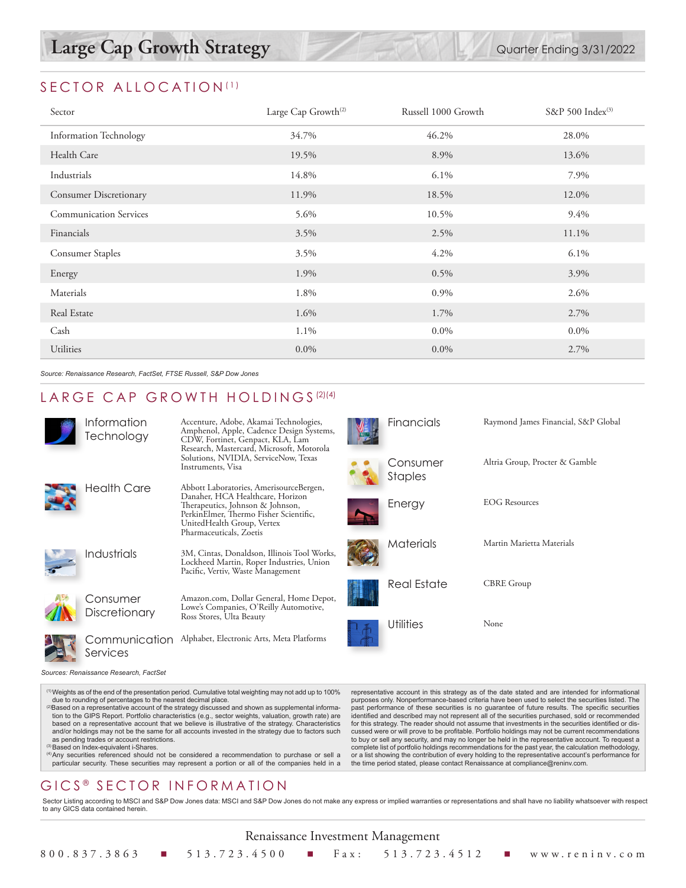# Large Cap Growth Strategy

Quarter Ending 3/31/2022

## SECTOR ALLOCATION[1]

| Sector | Large Cap Growth[2] | Russell 1000 Growth | S&P 500 Index[3] |
|---|---|---|---|
| Information Technology | 34.7% | 46.2% | 28.0% |
| Health Care | 19.5% | 8.9% | 13.6% |
| Industrials | 14.8% | 6.1% | 7.9% |
| Consumer Discretionary | 11.9% | 18.5% | 12.0% |
| Communication Services | 5.6% | 10.5% | 9.4% |
| Financials | 3.5% | 2.5% | 11.1% |
| Consumer Staples | 3.5% | 4.2% | 6.1% |
| Energy | 1.9% | 0.5% | 3.9% |
| Materials | 1.8% | 0.9% | 2.6% |
| Real Estate | 1.6% | 1.7% | 2.7% |
| Cash | 1.1% | 0.0% | 0.0% |
| Utilities | 0.0% | 0.0% | 2.7% |

*Source: Renaissance Research, FactSet, FTSE Russell, S&P Dow Jones*

## LARGE CAP GROWTH HOLDINGS[2][4]

| Sector | Holdings |
|---|---|
| Information Technology | Accenture, Adobe, Akamai Technologies, Amphenol, Apple, Cadence Design Systems, CDW, Fortinet, Genpact, KLA, Lam Research, Mastercard, Microsoft, Motorola Solutions, NVIDIA, ServiceNow, Texas Instruments, Visa |
| Health Care | Abbott Laboratories, AmerisourceBergen, Danaher, HCA Healthcare, Horizon Therapeutics, Johnson & Johnson, PerkinElmer, Thermo Fisher Scientific, UnitedHealth Group, Vertex Pharmaceuticals, Zoetis |
| Industrials | 3M, Cintas, Donaldson, Illinois Tool Works, Lockheed Martin, Roper Industries, Union Pacific, Vertiv, Waste Management |
| Consumer Discretionary | Amazon.com, Dollar General, Home Depot, Lowe's Companies, O'Reilly Automotive, Ross Stores, Ulta Beauty |
| Communication Services | Alphabet, Electronic Arts, Meta Platforms |
| Financials | Raymond James Financial, S&P Global |
| Consumer Staples | Altria Group, Procter & Gamble |
| Energy | EOG Resources |
| Materials | Martin Marietta Materials |
| Real Estate | CBRE Group |
| Utilities | None |

*Sources: Renaissance Research, FactSet*

[1] Weights as of the end of the presentation period. Cumulative total weighting may not add up to 100% due to rounding of percentages to the nearest decimal place.
[2] Based on a representative account of the strategy discussed and shown as supplemental information to the GIPS Report. Portfolio characteristics (e.g., sector weights, valuation, growth rate) are based on a representative account that we believe is illustrative of the strategy. Characteristics and/or holdings may not be the same for all accounts invested in the strategy due to factors such as pending trades or account restrictions.
[3] Based on Index-equivalent i-Shares.
[4] Any securities referenced should not be considered a recommendation to purchase or sell a particular security. These securities may represent a portion or all of the companies held in a representative account in this strategy as of the date stated and are intended for informational purposes only. Nonperformance-based criteria have been used to select the securities listed. The past performance of these securities is no guarantee of future results. The specific securities identified and described may not represent all of the securities purchased, sold or recommended for this strategy. The reader should not assume that investments in the securities identified or discussed were or will prove to be profitable. Portfolio holdings may not be current recommendations to buy or sell any security, and may no longer be held in the representative account. To request a complete list of portfolio holdings recommendations for the past year, the calculation methodology, or a list showing the contribution of every holding to the representative account's performance for the time period stated, please contact Renaissance at compliance@reninv.com.

## GICS® SECTOR INFORMATION

Sector Listing according to MSCI and S&P Dow Jones data: MSCI and S&P Dow Jones do not make any express or implied warranties or representations and shall have no liability whatsoever with respect to any GICS data contained herein.

Renaissance Investment Management

800.837.3863 ■ 513.723.4500 ■ Fax: 513.723.4512 ■ www.reninv.com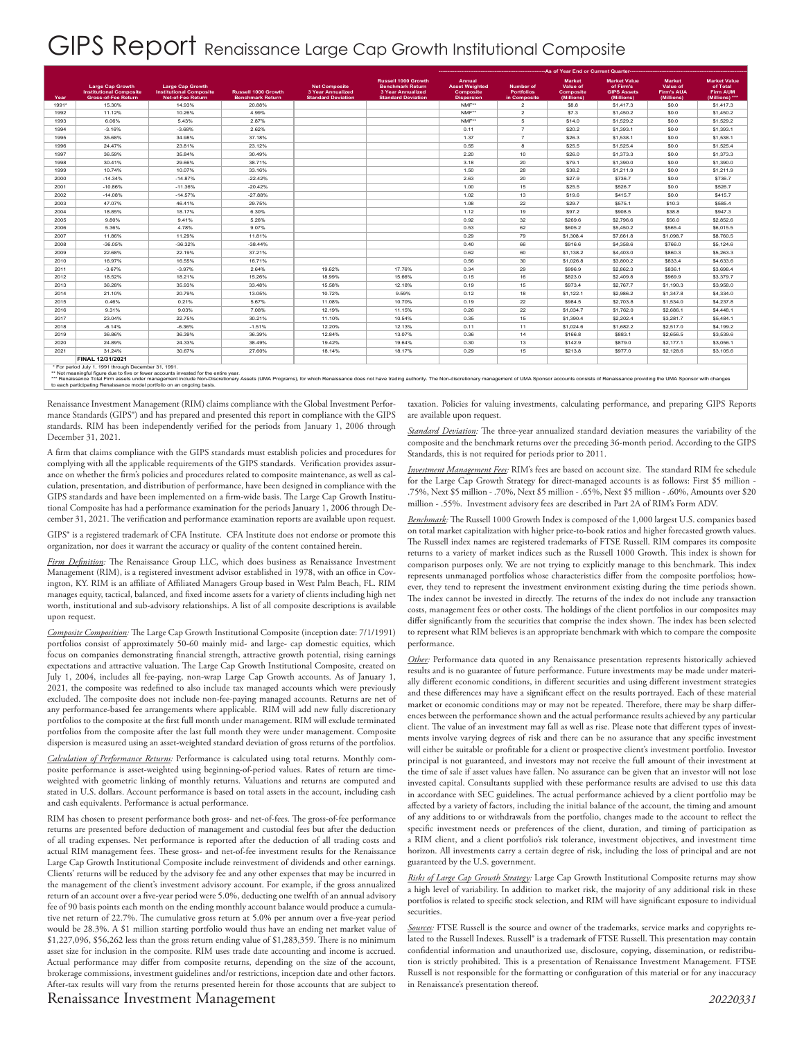# GIPS Report Renaissance Large Cap Growth Institutional Composite

| Year | Large Cap Growth Institutional Composite Gross-of-Fee Return | Large Cap Growth Institutional Composite Net-of-Fee Return | Russell 1000 Growth Benchmark Return | Net Composite 3 Year Annualized Standard Deviation | Russell 1000 Growth Benchmark Return 3 Year Annualized Standard Deviation | Annual Asset Weighted Composite Dispersion | Number of Portfolios in Composite | Market Value of Composite (Millions) | Market Value of Firm's GIPS Assets (Millions) | Market Value of Firm's AUA (Millions) | Market Value of Total Firm AUM (Millions) *** |
|---|---|---|---|---|---|---|---|---|---|---|---|
| | | | | | | -As of Year End or Current Quarter- | | | | | |
| 1991* | 15.30% | 14.93% | 20.88% | | | NMF** | 2 | $8.8 | $1,417.3 | $0.0 | $1,417.3 |
| 1992 | 11.12% | 10.26% | 4.99% | | | NMF** | 2 | $7.3 | $1,450.2 | $0.0 | $1,450.2 |
| 1993 | 6.06% | 5.43% | 2.87% | | | NMF** | 5 | $14.0 | $1,529.2 | $0.0 | $1,529.2 |
| 1994 | -3.16% | -3.68% | 2.62% | | | 0.11 | 7 | $20.2 | $1,393.1 | $0.0 | $1,393.1 |
| 1995 | 35.68% | 34.98% | 37.18% | | | 1.37 | 7 | $26.3 | $1,538.1 | $0.0 | $1,538.1 |
| 1996 | 24.47% | 23.81% | 23.12% | | | 0.55 | 8 | $25.5 | $1,525.4 | $0.0 | $1,525.4 |
| 1997 | 36.59% | 35.84% | 30.49% | | | 2.20 | 10 | $26.0 | $1,373.3 | $0.0 | $1,373.3 |
| 1998 | 30.41% | 29.66% | 38.71% | | | 3.18 | 20 | $79.1 | $1,390.0 | $0.0 | $1,390.0 |
| 1999 | 10.74% | 10.07% | 33.16% | | | 1.50 | 28 | $38.2 | $1,211.9 | $0.0 | $1,211.9 |
| 2000 | -14.34% | -14.87% | -22.42% | | | 2.63 | 20 | $27.9 | $736.7 | $0.0 | $736.7 |
| 2001 | -10.86% | -11.36% | -20.42% | | | 1.00 | 15 | $25.5 | $526.7 | $0.0 | $526.7 |
| 2002 | -14.08% | -14.57% | -27.88% | | | 1.02 | 13 | $19.6 | $415.7 | $0.0 | $415.7 |
| 2003 | 47.07% | 46.41% | 29.75% | | | 1.08 | 22 | $29.7 | $575.1 | $10.3 | $585.4 |
| 2004 | 18.85% | 18.17% | 6.30% | | | 1.12 | 19 | $97.2 | $908.5 | $38.8 | $947.3 |
| 2005 | 9.80% | 9.41% | 5.26% | | | 0.92 | 32 | $269.6 | $2,796.6 | $56.0 | $2,852.6 |
| 2006 | 5.36% | 4.78% | 9.07% | | | 0.53 | 62 | $605.2 | $5,450.2 | $565.4 | $6,015.5 |
| 2007 | 11.86% | 11.29% | 11.81% | | | 0.29 | 79 | $1,308.4 | $7,661.8 | $1,098.7 | $8,760.5 |
| 2008 | -36.05% | -36.32% | -38.44% | | | 0.40 | 66 | $916.6 | $4,358.6 | $766.0 | $5,124.6 |
| 2009 | 22.68% | 22.19% | 37.21% | | | 0.62 | 60 | $1,138.2 | $4,403.0 | $860.3 | $5,263.3 |
| 2010 | 16.97% | 16.55% | 16.71% | | | 0.56 | 30 | $1,026.8 | $3,800.2 | $833.4 | $4,633.6 |
| 2011 | -3.67% | -3.97% | 2.64% | 19.62% | 17.76% | 0.34 | 29 | $996.9 | $2,862.3 | $836.1 | $3,698.4 |
| 2012 | 18.52% | 18.21% | 15.26% | 18.99% | 15.66% | 0.15 | 16 | $823.0 | $2,409.8 | $969.9 | $3,379.7 |
| 2013 | 36.28% | 35.93% | 33.48% | 15.58% | 12.18% | 0.19 | 15 | $973.4 | $2,767.7 | $1,190.3 | $3,958.0 |
| 2014 | 21.10% | 20.79% | 13.05% | 10.72% | 9.59% | 0.12 | 18 | $1,122.1 | $2,986.2 | $1,347.8 | $4,334.0 |
| 2015 | 0.46% | 0.21% | 5.67% | 11.08% | 10.70% | 0.19 | 22 | $984.5 | $2,703.8 | $1,534.0 | $4,237.8 |
| 2016 | 9.31% | 9.03% | 7.08% | 12.19% | 11.15% | 0.26 | 22 | $1,034.7 | $1,762.0 | $2,686.1 | $4,448.1 |
| 2017 | 23.04% | 22.75% | 30.21% | 11.10% | 10.54% | 0.35 | 15 | $1,390.4 | $2,202.4 | $3,281.7 | $5,484.1 |
| 2018 | -6.14% | -6.36% | -1.51% | 12.20% | 12.13% | 0.11 | 11 | $1,024.6 | $1,682.2 | $2,517.0 | $4,199.2 |
| 2019 | 36.86% | 36.39% | 36.39% | 12.84% | 13.07% | 0.36 | 14 | $166.8 | $883.1 | $2,656.5 | $3,539.6 |
| 2020 | 24.89% | 24.33% | 38.49% | 19.42% | 19.64% | 0.30 | 13 | $142.9 | $879.0 | $2,177.1 | $3,056.1 |
| 2021 | 31.24% | 30.67% | 27.60% | 18.14% | 18.17% | 0.29 | 15 | $213.8 | $977.0 | $2,128.6 | $3,105.6 |
| | **FINAL 12/31/2021** | | | | | | | | | | |

\* For period July 1, 1991 through December 31, 1991.
\*\* Not meaningful figure due to five or fewer accounts invested for the entire year.
\*\*\* Renaissance Total Firm assets under management include Non-Discretionary Assets (UMA Programs), for which Renaissance does not have trading authority. The Non-discretionary management of UMA Sponsor accounts consists of Renaissance providing the UMA Sponsor with changes to each participating Renaissance model portfolio on an ongoing basis.

Renaissance Investment Management (RIM) claims compliance with the Global Investment Performance Standards (GIPS®) and has prepared and presented this report in compliance with the GIPS standards. RIM has been independently verified for the periods from January 1, 2006 through December 31, 2021.

A firm that claims compliance with the GIPS standards must establish policies and procedures for complying with all the applicable requirements of the GIPS standards. Verification provides assurance on whether the firm's policies and procedures related to composite maintenance, as well as calculation, presentation, and distribution of performance, have been designed in compliance with the GIPS standards and have been implemented on a firm-wide basis. The Large Cap Growth Institutional Composite has had a performance examination for the periods January 1, 2006 through December 31, 2021. The verification and performance examination reports are available upon request.

GIPS® is a registered trademark of CFA Institute. CFA Institute does not endorse or promote this organization, nor does it warrant the accuracy or quality of the content contained herein.

*Firm Definition:* The Renaissance Group LLC, which does business as Renaissance Investment Management (RIM), is a registered investment advisor established in 1978, with an office in Covington, KY. RIM is an affiliate of Affiliated Managers Group based in West Palm Beach, FL. RIM manages equity, tactical, balanced, and fixed income assets for a variety of clients including high net worth, institutional and sub-advisory relationships. A list of all composite descriptions is available upon request.

*Composite Composition:* The Large Cap Growth Institutional Composite (inception date: 7/1/1991) portfolios consist of approximately 50-60 mainly mid- and large- cap domestic equities, which focus on companies demonstrating financial strength, attractive growth potential, rising earnings expectations and attractive valuation. The Large Cap Growth Institutional Composite, created on July 1, 2004, includes all fee-paying, non-wrap Large Cap Growth accounts. As of January 1, 2021, the composite was redefined to also include tax managed accounts which were previously excluded. The composite does not include non-fee-paying managed accounts. Returns are net of any performance-based fee arrangements where applicable. RIM will add new fully discretionary portfolios to the composite at the first full month under management. RIM will exclude terminated portfolios from the composite after the last full month they were under management. Composite dispersion is measured using an asset-weighted standard deviation of gross returns of the portfolios.

*Calculation of Performance Returns:* Performance is calculated using total returns. Monthly composite performance is asset-weighted using beginning-of-period values. Rates of return are time-weighted with geometric linking of monthly returns. Valuations and returns are computed and stated in U.S. dollars. Account performance is based on total assets in the account, including cash and cash equivalents. Performance is actual performance.

RIM has chosen to present performance both gross- and net-of-fees. The gross-of-fee performance returns are presented before deduction of management and custodial fees but after the deduction of all trading expenses. Net performance is reported after the deduction of all trading costs and actual RIM management fees. These gross- and net-of-fee investment results for the Renaissance Large Cap Growth Institutional Composite include reinvestment of dividends and other earnings. Clients' returns will be reduced by the advisory fee and any other expenses that may be incurred in the management of the client's investment advisory account. For example, if the gross annualized return of an account over a five-year period were 5.0%, deducting one twelfth of an annual advisory fee of 90 basis points each month on the ending monthly account balance would produce a cumulative net return of 22.7%. The cumulative gross return at 5.0% per annum over a five-year period would be 28.3%. A $1 million starting portfolio would thus have an ending net market value of $1,227,096, $56,262 less than the gross return ending value of $1,283,359. There is no minimum asset size for inclusion in the composite. RIM uses trade date accounting and income is accrued. Actual performance may differ from composite returns, depending on the size of the account, brokerage commissions, investment guidelines and/or restrictions, inception date and other factors. After-tax results will vary from the returns presented herein for those accounts that are subject to taxation. Policies for valuing investments, calculating performance, and preparing GIPS Reports are available upon request.

*Standard Deviation:* The three-year annualized standard deviation measures the variability of the composite and the benchmark returns over the preceding 36-month period. According to the GIPS Standards, this is not required for periods prior to 2011.

*Investment Management Fees:* RIM's fees are based on account size. The standard RIM fee schedule for the Large Cap Growth Strategy for direct-managed accounts is as follows: First $5 million - .75%, Next $5 million - .70%, Next $5 million - .65%, Next $5 million - .60%, Amounts over $20 million - .55%. Investment advisory fees are described in Part 2A of RIM's Form ADV.

*Benchmark:* The Russell 1000 Growth Index is composed of the 1,000 largest U.S. companies based on total market capitalization with higher price-to-book ratios and higher forecasted growth values. The Russell index names are registered trademarks of FTSE Russell. RIM compares its composite returns to a variety of market indices such as the Russell 1000 Growth. This index is shown for comparison purposes only. We are not trying to explicitly manage to this benchmark. This index represents unmanaged portfolios whose characteristics differ from the composite portfolios; however, they tend to represent the investment environment existing during the time periods shown. The index cannot be invested in directly. The returns of the index do not include any transaction costs, management fees or other costs. The holdings of the client portfolios in our composites may differ significantly from the securities that comprise the index shown. The index has been selected to represent what RIM believes is an appropriate benchmark with which to compare the composite performance.

*Other:* Performance data quoted in any Renaissance presentation represents historically achieved results and is no guarantee of future performance. Future investments may be made under materially different economic conditions, in different securities and using different investment strategies and these differences may have a significant effect on the results portrayed. Each of these material market or economic conditions may or may not be repeated. Therefore, there may be sharp differences between the performance shown and the actual performance results achieved by any particular client. The value of an investment may fall as well as rise. Please note that different types of investments involve varying degrees of risk and there can be no assurance that any specific investment will either be suitable or profitable for a client or prospective client's investment portfolio. Investor principal is not guaranteed, and investors may not receive the full amount of their investment at the time of sale if asset values have fallen. No assurance can be given that an investor will not lose invested capital. Consultants supplied with these performance results are advised to use this data in accordance with SEC guidelines. The actual performance achieved by a client portfolio may be affected by a variety of factors, including the initial balance of the account, the timing and amount of any additions to or withdrawals from the portfolio, changes made to the account to reflect the specific investment needs or preferences of the client, duration, and timing of participation as a RIM client, and a client portfolio's risk tolerance, investment objectives, and investment time horizon. All investments carry a certain degree of risk, including the loss of principal and are not guaranteed by the U.S. government.

*Risks of Large Cap Growth Strategy:* Large Cap Growth Institutional Composite returns may show a high level of variability. In addition to market risk, the majority of any additional risk in these portfolios is related to specific stock selection, and RIM will have significant exposure to individual securities.

*Sources:* FTSE Russell is the source and owner of the trademarks, service marks and copyrights related to the Russell Indexes. Russell® is a trademark of FTSE Russell. This presentation may contain confidential information and unauthorized use, disclosure, copying, dissemination, or redistribution is strictly prohibited. This is a presentation of Renaissance Investment Management. FTSE Russell is not responsible for the formatting or configuration of this material or for any inaccuracy in Renaissance's presentation thereof.

Renaissance Investment Management

*20220331*